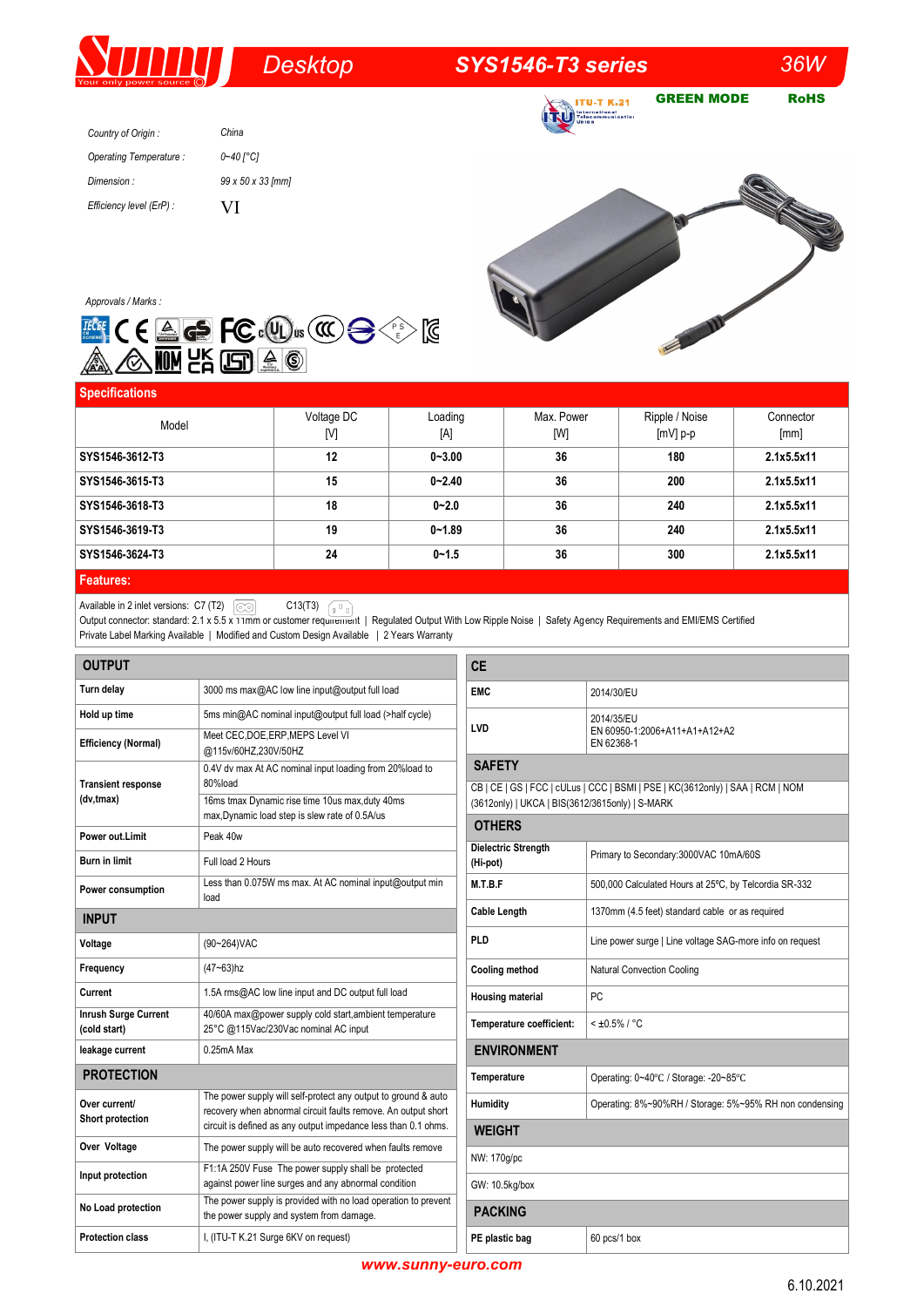# Sunny — Desktop — SYS1546-T3 series — 36W

ITU-T K.21 | GREEN MODE | RoHS

| | |
|---|---|
| *Country of Origin :* | *China* |
| *Operating Temperature :* | *0~40 [°C]* |
| *Dimension :* | *99 x 50 x 33 [mm]* |
| *Efficiency level (ErP) :* | VI |

*Approvals / Marks :*

## Specifications

| Model | Voltage DC [V] | Loading [A] | Max. Power [W] | Ripple / Noise [mV] p-p | Connector [mm] |
|---|---|---|---|---|---|
| **SYS1546-3612-T3** | **12** | **0~3.00** | **36** | **180** | **2.1x5.5x11** |
| **SYS1546-3615-T3** | **15** | **0~2.40** | **36** | **200** | **2.1x5.5x11** |
| **SYS1546-3618-T3** | **18** | **0~2.0** | **36** | **240** | **2.1x5.5x11** |
| **SYS1546-3619-T3** | **19** | **0~1.89** | **36** | **240** | **2.1x5.5x11** |
| **SYS1546-3624-T3** | **24** | **0~1.5** | **36** | **300** | **2.1x5.5x11** |

## Features:

Available in 2 inlet versions: C7 (T2) C13(T3)
Output connector: standard: 2.1 x 5.5 x 11mm or customer requirement | Regulated Output With Low Ripple Noise | Safety Agency Requirements and EMI/EMS Certified
Private Label Marking Available | Modified and Custom Design Available | 2 Years Warranty

## OUTPUT

| | |
|---|---|
| **Turn delay** | 3000 ms max@AC low line input@output full load |
| **Hold up time** | 5ms min@AC nominal input@output full load (>half cycle) |
| **Efficiency (Normal)** | Meet CEC,DOE,ERP,MEPS Level VI @115v/60HZ,230V/50HZ |
| **Transient response (dv,tmax)** | 0.4V dv max At AC nominal input loading from 20%load to 80%load<br>16ms tmax Dynamic rise time 10us max,duty 40ms max,Dynamic load step is slew rate of 0.5A/us |
| **Power out.Limit** | Peak 40w |
| **Burn in limit** | Full load 2 Hours |
| **Power consumption** | Less than 0.075W ms max. At AC nominal input@output min load |

## INPUT

| | |
|---|---|
| **Voltage** | (90~264)VAC |
| **Frequency** | (47~63)hz |
| **Current** | 1.5A rms@AC low line input and DC output full load |
| **Inrush Surge Current (cold start)** | 40/60A max@power supply cold start,ambient temperature 25°C @115Vac/230Vac nominal AC input |
| **leakage current** | 0.25mA Max |

## PROTECTION

| | |
|---|---|
| **Over current/ Short protection** | The power supply will self-protect any output to ground & auto recovery when abnormal circuit faults remove. An output short circuit is defined as any output impedance less than 0.1 ohms. |
| **Over Voltage** | The power supply will be auto recovered when faults remove |
| **Input protection** | F1:1A 250V Fuse The power supply shall be protected against power line surges and any abnormal condition |
| **No Load protection** | The power supply is provided with no load operation to prevent the power supply and system from damage. |
| **Protection class** | I, (ITU-T K.21 Surge 6KV on request) |

## CE

| | |
|---|---|
| **EMC** | 2014/30/EU |
| **LVD** | 2014/35/EU<br>EN 60950-1:2006+A11+A1+A12+A2<br>EN 62368-1 |

## SAFETY

CB | CE | GS | FCC | cULus | CCC | BSMI | PSE | KC(3612only) | SAA | RCM | NOM (3612only) | UKCA | BIS(3612/3615only) | S-MARK

## OTHERS

| | |
|---|---|
| **Dielectric Strength (Hi-pot)** | Primary to Secondary:3000VAC 10mA/60S |
| **M.T.B.F** | 500,000 Calculated Hours at 25°C, by Telcordia SR-332 |
| **Cable Length** | 1370mm (4.5 feet) standard cable or as required |
| **PLD** | Line power surge \| Line voltage SAG-more info on request |
| **Cooling method** | Natural Convection Cooling |
| **Housing material** | PC |
| **Temperature coefficient:** | < ±0.5% / °C |

## ENVIRONMENT

| | |
|---|---|
| **Temperature** | Operating: 0~40℃ / Storage: -20~85℃ |
| **Humidity** | Operating: 8%~90%RH / Storage: 5%~95% RH non condensing |

## WEIGHT

NW: 170g/pc

GW: 10.5kg/box

## PACKING

| | |
|---|---|
| **PE plastic bag** | 60 pcs/1 box |

www.sunny-euro.com

6.10.2021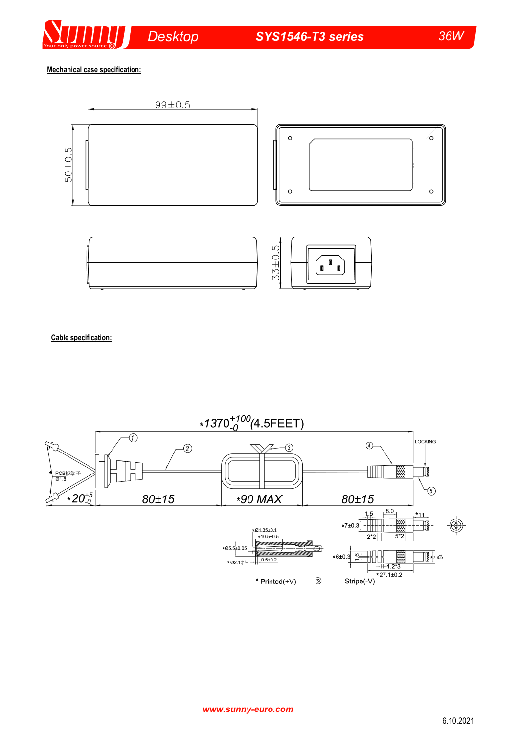**Mechanical case specification:**

99±0.5

50±0.5

33±0.5

**Cable specification:**

*1370$^{+100}_{-0}$(4.5FEET)

① ② ③ ④ ⑤

LOCKING

* PCB板端子 Ø1.8

*20$^{+5}_{-0}$

80±15

*90 MAX

80±15

1.5

8.0

*11

*7±0.3

2*2

5*2

*Ø1.35±0.1

*10.5±0.5

*Ø5.5±0.05

*Ø2.1

0.5±0.2

*6±0.3

1.6

1.2*3

*27.1±0.2

* Printed(+V)

Stripe(-V)

www.sunny-euro.com

6.10.2021